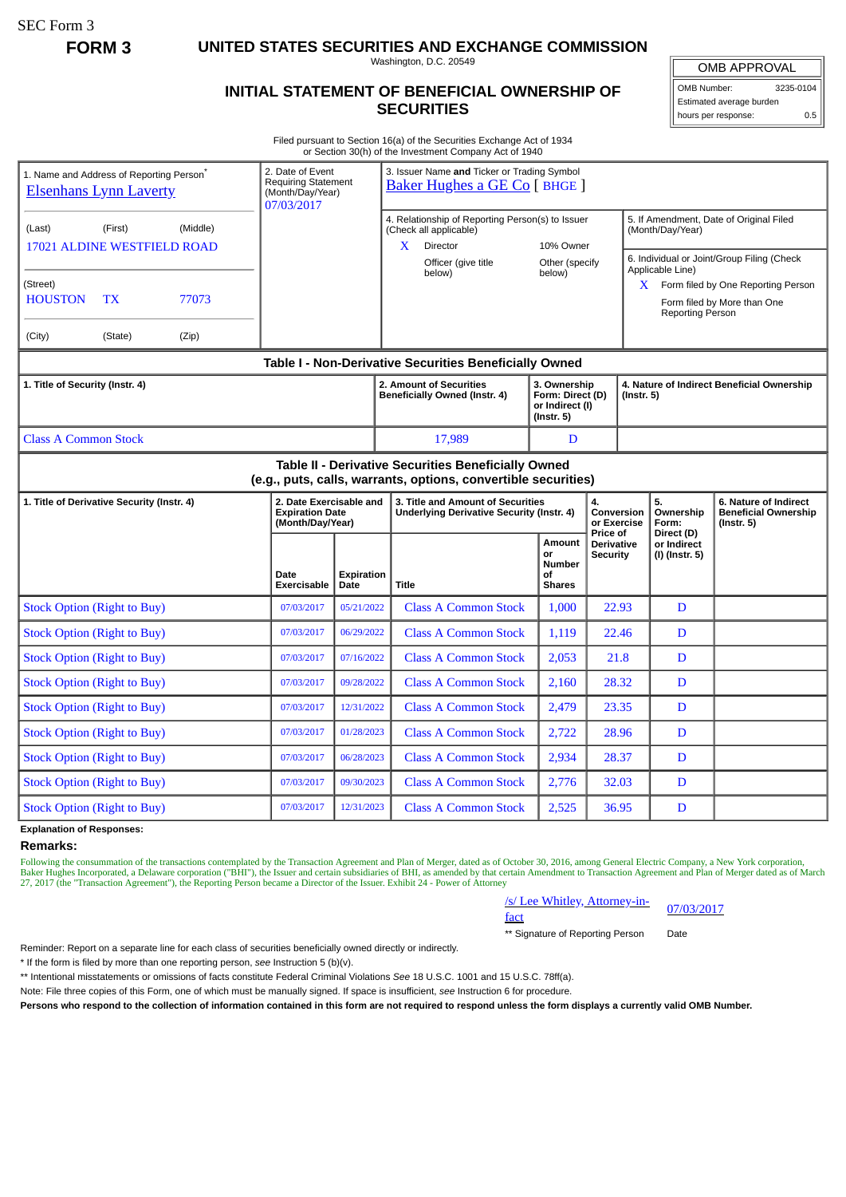SEC Form 3

**FORM 3**

# UNITED STATES SECURITIES AND EXCHANGE COMMISSION

Washington, D.C. 20549

## INITIAL STATEMENT OF BENEFICIAL OWNERSHIP OF SECURITIES

| OMB APPROVAL | |
|---|---|
| OMB Number: | 3235-0104 |
| Estimated average burden | |
| hours per response: | 0.5 |

Filed pursuant to Section 16(a) of the Securities Exchange Act of 1934
or Section 30(h) of the Investment Company Act of 1940

1. Name and Address of Reporting Person*
Elsenhans Lynn Laverty

(Last) (First) (Middle)
17021 ALDINE WESTFIELD ROAD

(Street)
HOUSTON TX 77073

(City) (State) (Zip)

2. Date of Event Requiring Statement (Month/Day/Year)
07/03/2017

3. Issuer Name **and** Ticker or Trading Symbol
Baker Hughes a GE Co [ BHGE ]

4. Relationship of Reporting Person(s) to Issuer (Check all applicable)
X Director
10% Owner
Officer (give title below)
Other (specify below)

5. If Amendment, Date of Original Filed (Month/Day/Year)

6. Individual or Joint/Group Filing (Check Applicable Line)
X Form filed by One Reporting Person
Form filed by More than One Reporting Person

### Table I - Non-Derivative Securities Beneficially Owned

| 1. Title of Security (Instr. 4) | 2. Amount of Securities Beneficially Owned (Instr. 4) | 3. Ownership Form: Direct (D) or Indirect (I) (Instr. 5) | 4. Nature of Indirect Beneficial Ownership (Instr. 5) |
|---|---|---|---|
| Class A Common Stock | 17,989 | D | |

### Table II - Derivative Securities Beneficially Owned (e.g., puts, calls, warrants, options, convertible securities)

| 1. Title of Derivative Security (Instr. 4) | 2. Date Exercisable and Expiration Date (Month/Day/Year) | | 3. Title and Amount of Securities Underlying Derivative Security (Instr. 4) | | 4. Conversion or Exercise Price of Derivative Security | 5. Ownership Form: Direct (D) or Indirect (I) (Instr. 5) | 6. Nature of Indirect Beneficial Ownership (Instr. 5) |
|---|---|---|---|---|---|---|---|
| | Date Exercisable | Expiration Date | Title | Amount or Number of Shares | | | |
| Stock Option (Right to Buy) | 07/03/2017 | 05/21/2022 | Class A Common Stock | 1,000 | 22.93 | D | |
| Stock Option (Right to Buy) | 07/03/2017 | 06/29/2022 | Class A Common Stock | 1,119 | 22.46 | D | |
| Stock Option (Right to Buy) | 07/03/2017 | 07/16/2022 | Class A Common Stock | 2,053 | 21.8 | D | |
| Stock Option (Right to Buy) | 07/03/2017 | 09/28/2022 | Class A Common Stock | 2,160 | 28.32 | D | |
| Stock Option (Right to Buy) | 07/03/2017 | 12/31/2022 | Class A Common Stock | 2,479 | 23.35 | D | |
| Stock Option (Right to Buy) | 07/03/2017 | 01/28/2023 | Class A Common Stock | 2,722 | 28.96 | D | |
| Stock Option (Right to Buy) | 07/03/2017 | 06/28/2023 | Class A Common Stock | 2,934 | 28.37 | D | |
| Stock Option (Right to Buy) | 07/03/2017 | 09/30/2023 | Class A Common Stock | 2,776 | 32.03 | D | |
| Stock Option (Right to Buy) | 07/03/2017 | 12/31/2023 | Class A Common Stock | 2,525 | 36.95 | D | |

**Explanation of Responses:**

**Remarks:**

Following the consummation of the transactions contemplated by the Transaction Agreement and Plan of Merger, dated as of October 30, 2016, among General Electric Company, a New York corporation, Baker Hughes Incorporated, a Delaware corporation ("BHI"), the Issuer and certain subsidiaries of BHI, as amended by that certain Amendment to Transaction Agreement and Plan of Merger dated as of March 27, 2017 (the "Transaction Agreement"), the Reporting Person became a Director of the Issuer. Exhibit 24 - Power of Attorney

/s/ Lee Whitley, Attorney-in-fact — 07/03/2017

** Signature of Reporting Person — Date

Reminder: Report on a separate line for each class of securities beneficially owned directly or indirectly.

\* If the form is filed by more than one reporting person, *see* Instruction 5 (b)(v).

** Intentional misstatements or omissions of facts constitute Federal Criminal Violations *See* 18 U.S.C. 1001 and 15 U.S.C. 78ff(a).

Note: File three copies of this Form, one of which must be manually signed. If space is insufficient, *see* Instruction 6 for procedure.

**Persons who respond to the collection of information contained in this form are not required to respond unless the form displays a currently valid OMB Number.**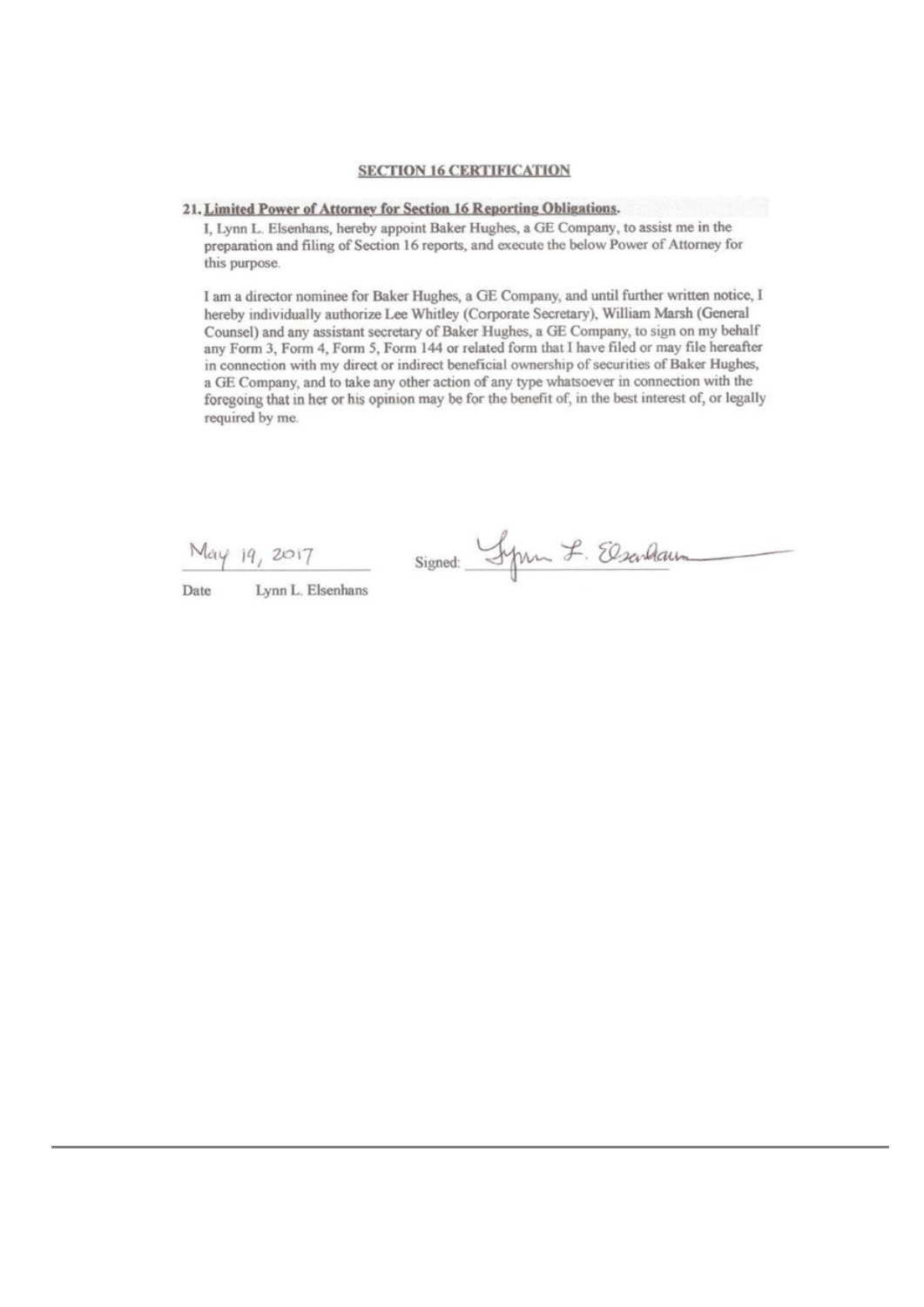## SECTION 16 CERTIFICATION

21. **Limited Power of Attorney for Section 16 Reporting Obligations.**

I, Lynn L. Elsenhans, hereby appoint Baker Hughes, a GE Company, to assist me in the preparation and filing of Section 16 reports, and execute the below Power of Attorney for this purpose.

I am a director nominee for Baker Hughes, a GE Company, and until further written notice, I hereby individually authorize Lee Whitley (Corporate Secretary), William Marsh (General Counsel) and any assistant secretary of Baker Hughes, a GE Company, to sign on my behalf any Form 3, Form 4, Form 5, Form 144 or related form that I have filed or may file hereafter in connection with my direct or indirect beneficial ownership of securities of Baker Hughes, a GE Company, and to take any other action of any type whatsoever in connection with the foregoing that in her or his opinion may be for the benefit of, in the best interest of, or legally required by me.

May 19, 2017

Date

Signed: Lynn L. Elsenhans

Lynn L. Elsenhans